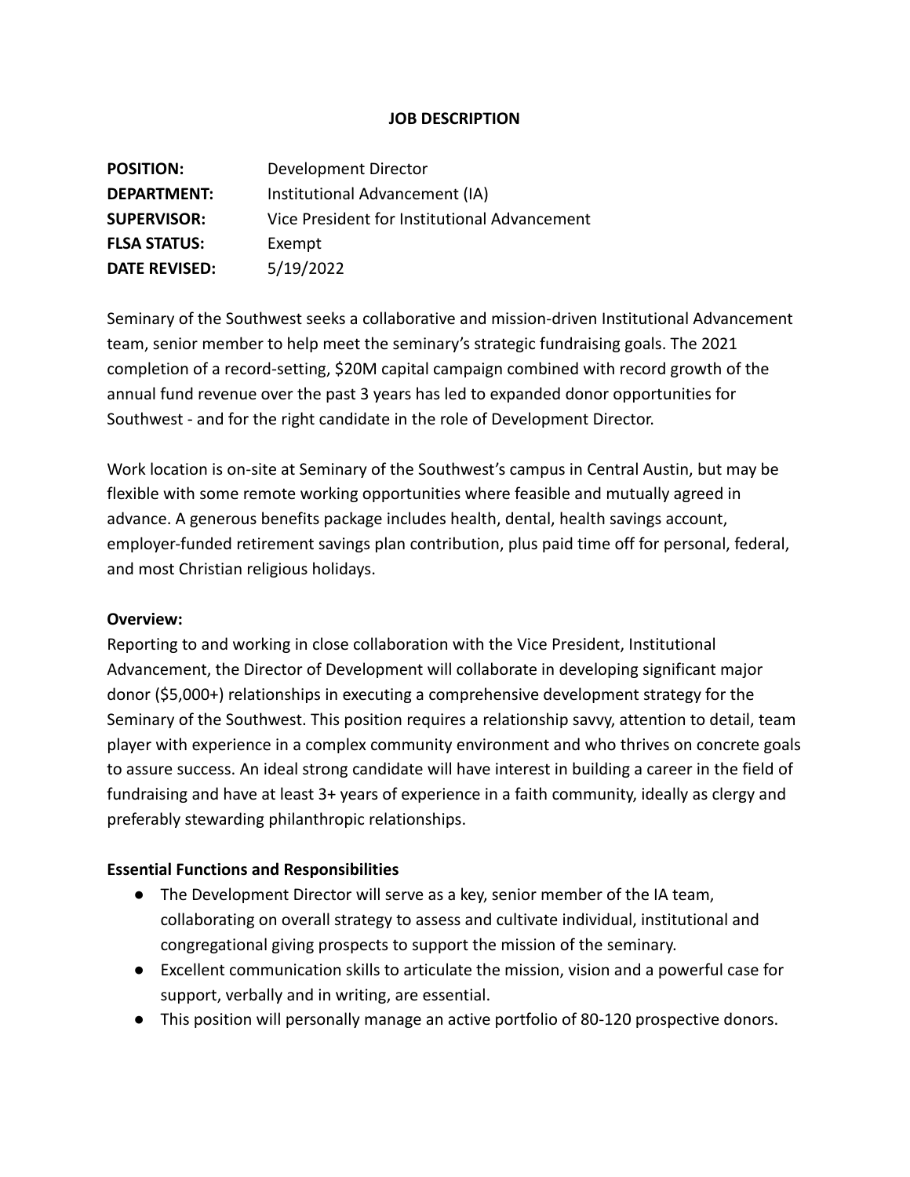# JOB DESCRIPTION

**POSITION:** Development Director
**DEPARTMENT:** Institutional Advancement (IA)
**SUPERVISOR:** Vice President for Institutional Advancement
**FLSA STATUS:** Exempt
**DATE REVISED:** 5/19/2022

Seminary of the Southwest seeks a collaborative and mission-driven Institutional Advancement team, senior member to help meet the seminary's strategic fundraising goals. The 2021 completion of a record-setting, $20M capital campaign combined with record growth of the annual fund revenue over the past 3 years has led to expanded donor opportunities for Southwest - and for the right candidate in the role of Development Director.

Work location is on-site at Seminary of the Southwest's campus in Central Austin, but may be flexible with some remote working opportunities where feasible and mutually agreed in advance. A generous benefits package includes health, dental, health savings account, employer-funded retirement savings plan contribution, plus paid time off for personal, federal, and most Christian religious holidays.

**Overview:**
Reporting to and working in close collaboration with the Vice President, Institutional Advancement, the Director of Development will collaborate in developing significant major donor ($5,000+) relationships in executing a comprehensive development strategy for the Seminary of the Southwest. This position requires a relationship savvy, attention to detail, team player with experience in a complex community environment and who thrives on concrete goals to assure success. An ideal strong candidate will have interest in building a career in the field of fundraising and have at least 3+ years of experience in a faith community, ideally as clergy and preferably stewarding philanthropic relationships.

**Essential Functions and Responsibilities**

- The Development Director will serve as a key, senior member of the IA team, collaborating on overall strategy to assess and cultivate individual, institutional and congregational giving prospects to support the mission of the seminary.
- Excellent communication skills to articulate the mission, vision and a powerful case for support, verbally and in writing, are essential.
- This position will personally manage an active portfolio of 80-120 prospective donors.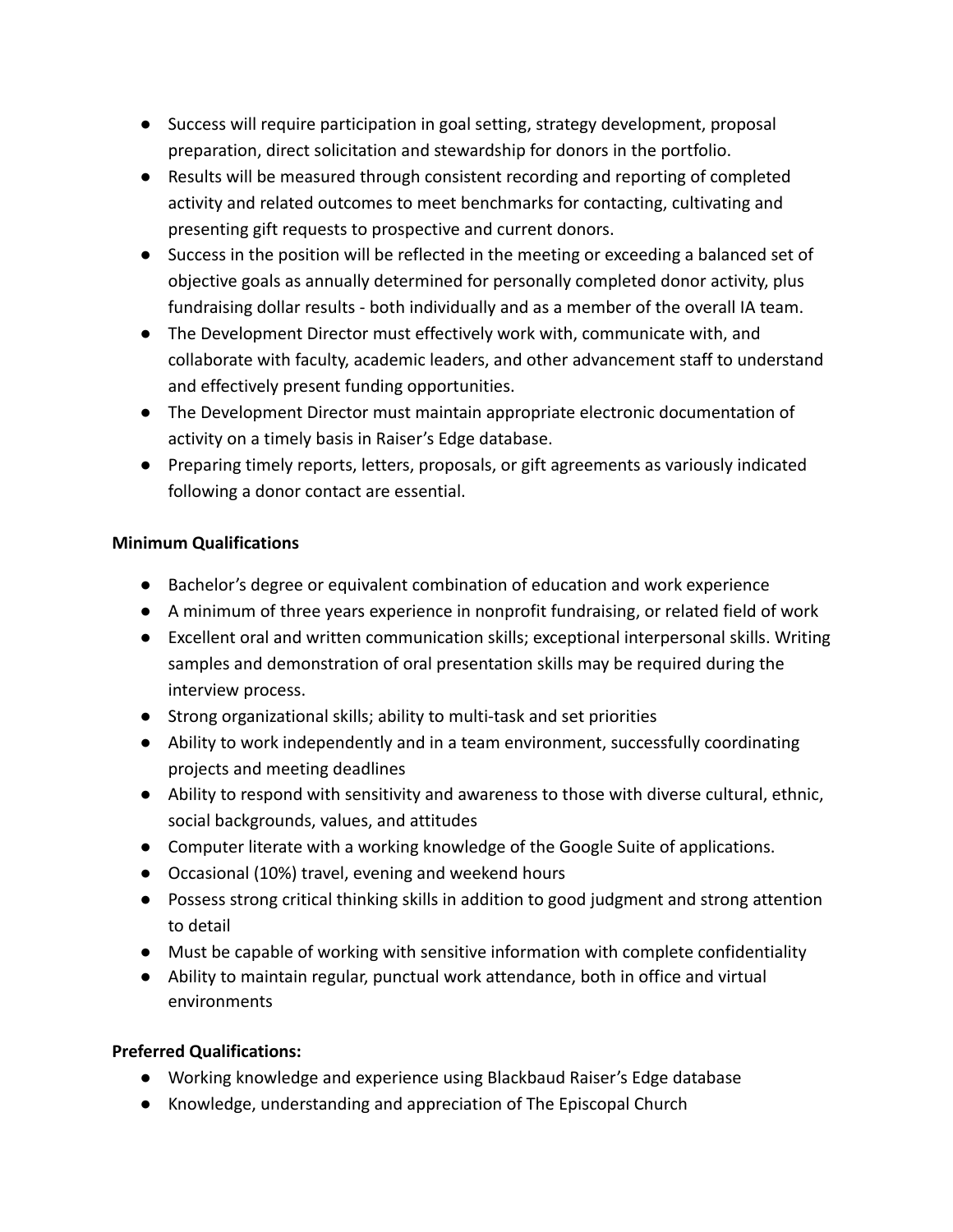- Success will require participation in goal setting, strategy development, proposal preparation, direct solicitation and stewardship for donors in the portfolio.
- Results will be measured through consistent recording and reporting of completed activity and related outcomes to meet benchmarks for contacting, cultivating and presenting gift requests to prospective and current donors.
- Success in the position will be reflected in the meeting or exceeding a balanced set of objective goals as annually determined for personally completed donor activity, plus fundraising dollar results - both individually and as a member of the overall IA team.
- The Development Director must effectively work with, communicate with, and collaborate with faculty, academic leaders, and other advancement staff to understand and effectively present funding opportunities.
- The Development Director must maintain appropriate electronic documentation of activity on a timely basis in Raiser's Edge database.
- Preparing timely reports, letters, proposals, or gift agreements as variously indicated following a donor contact are essential.

**Minimum Qualifications**

- Bachelor's degree or equivalent combination of education and work experience
- A minimum of three years experience in nonprofit fundraising, or related field of work
- Excellent oral and written communication skills; exceptional interpersonal skills. Writing samples and demonstration of oral presentation skills may be required during the interview process.
- Strong organizational skills; ability to multi-task and set priorities
- Ability to work independently and in a team environment, successfully coordinating projects and meeting deadlines
- Ability to respond with sensitivity and awareness to those with diverse cultural, ethnic, social backgrounds, values, and attitudes
- Computer literate with a working knowledge of the Google Suite of applications.
- Occasional (10%) travel, evening and weekend hours
- Possess strong critical thinking skills in addition to good judgment and strong attention to detail
- Must be capable of working with sensitive information with complete confidentiality
- Ability to maintain regular, punctual work attendance, both in office and virtual environments

**Preferred Qualifications:**

- Working knowledge and experience using Blackbaud Raiser's Edge database
- Knowledge, understanding and appreciation of The Episcopal Church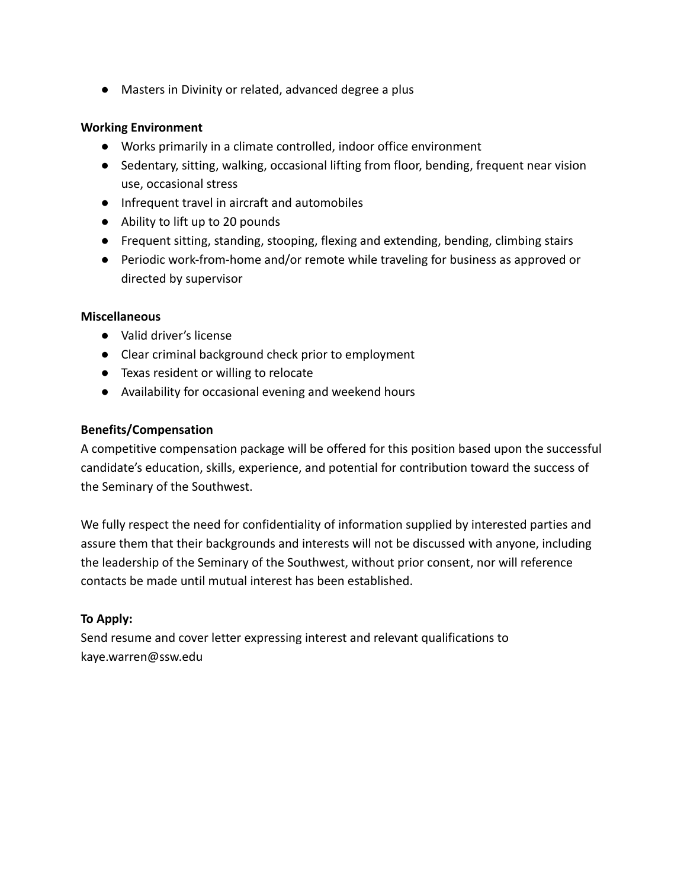- Masters in Divinity or related, advanced degree a plus

**Working Environment**

- Works primarily in a climate controlled, indoor office environment
- Sedentary, sitting, walking, occasional lifting from floor, bending, frequent near vision use, occasional stress
- Infrequent travel in aircraft and automobiles
- Ability to lift up to 20 pounds
- Frequent sitting, standing, stooping, flexing and extending, bending, climbing stairs
- Periodic work-from-home and/or remote while traveling for business as approved or directed by supervisor

**Miscellaneous**

- Valid driver's license
- Clear criminal background check prior to employment
- Texas resident or willing to relocate
- Availability for occasional evening and weekend hours

**Benefits/Compensation**

A competitive compensation package will be offered for this position based upon the successful candidate's education, skills, experience, and potential for contribution toward the success of the Seminary of the Southwest.

We fully respect the need for confidentiality of information supplied by interested parties and assure them that their backgrounds and interests will not be discussed with anyone, including the leadership of the Seminary of the Southwest, without prior consent, nor will reference contacts be made until mutual interest has been established.

**To Apply:**

Send resume and cover letter expressing interest and relevant qualifications to kaye.warren@ssw.edu